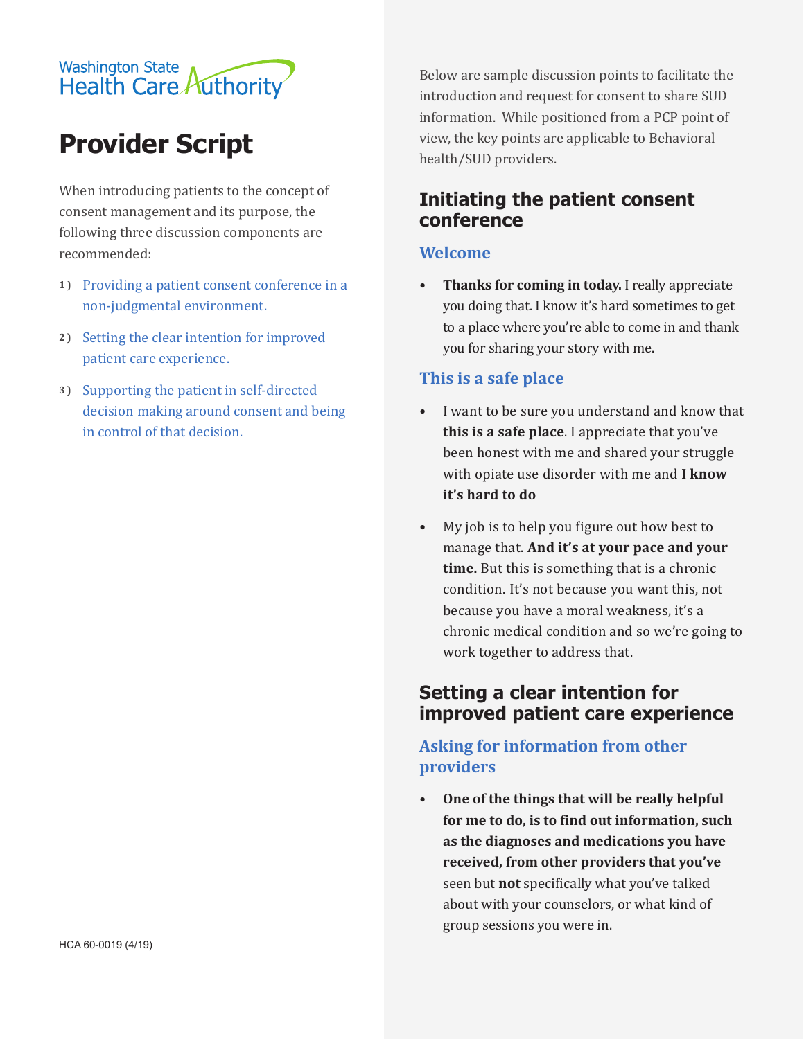Washington State Health Care Authority

# Provider Script

When introducing patients to the concept of consent management and its purpose, the following three discussion components are recommended:

1) Providing a patient consent conference in a non-judgmental environment.
2) Setting the clear intention for improved patient care experience.
3) Supporting the patient in self-directed decision making around consent and being in control of that decision.

HCA 60-0019 (4/19)

Below are sample discussion points to facilitate the introduction and request for consent to share SUD information. While positioned from a PCP point of view, the key points are applicable to Behavioral health/SUD providers.

## Initiating the patient consent conference

### Welcome

- **Thanks for coming in today.** I really appreciate you doing that. I know it's hard sometimes to get to a place where you're able to come in and thank you for sharing your story with me.

### This is a safe place

- I want to be sure you understand and know that **this is a safe place**. I appreciate that you've been honest with me and shared your struggle with opiate use disorder with me and **I know it's hard to do**
- My job is to help you figure out how best to manage that. **And it's at your pace and your time.** But this is something that is a chronic condition. It's not because you want this, not because you have a moral weakness, it's a chronic medical condition and so we're going to work together to address that.

## Setting a clear intention for improved patient care experience

### Asking for information from other providers

- **One of the things that will be really helpful for me to do, is to find out information, such as the diagnoses and medications you have received, from other providers that you've** seen but **not** specifically what you've talked about with your counselors, or what kind of group sessions you were in.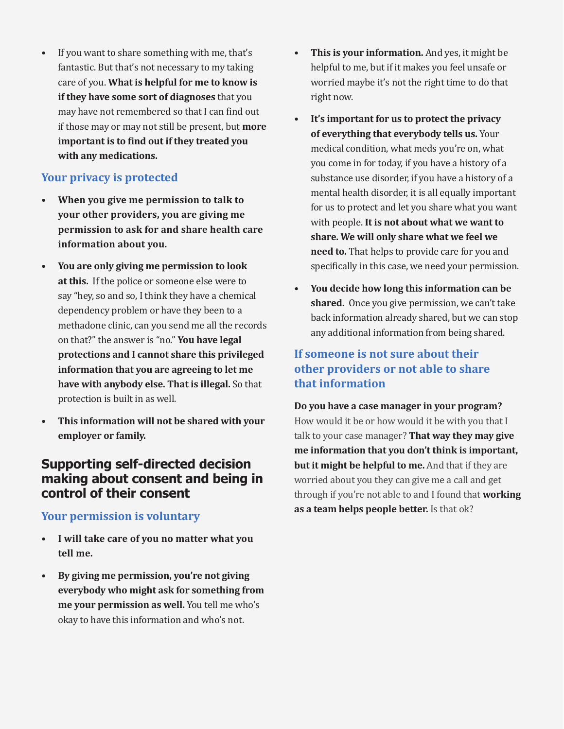- If you want to share something with me, that's fantastic. But that's not necessary to my taking care of you. **What is helpful for me to know is if they have some sort of diagnoses** that you may have not remembered so that I can find out if those may or may not still be present, but **more important is to find out if they treated you with any medications.**

### Your privacy is protected

- **When you give me permission to talk to your other providers, you are giving me permission to ask for and share health care information about you.**
- **You are only giving me permission to look at this.** If the police or someone else were to say "hey, so and so, I think they have a chemical dependency problem or have they been to a methadone clinic, can you send me all the records on that?" the answer is "no." **You have legal protections and I cannot share this privileged information that you are agreeing to let me have with anybody else. That is illegal.** So that protection is built in as well.
- **This information will not be shared with your employer or family.**

## Supporting self-directed decision making about consent and being in control of their consent

### Your permission is voluntary

- **I will take care of you no matter what you tell me.**
- **By giving me permission, you're not giving everybody who might ask for something from me your permission as well.** You tell me who's okay to have this information and who's not.
- **This is your information.** And yes, it might be helpful to me, but if it makes you feel unsafe or worried maybe it's not the right time to do that right now.
- **It's important for us to protect the privacy of everything that everybody tells us.** Your medical condition, what meds you're on, what you come in for today, if you have a history of a substance use disorder, if you have a history of a mental health disorder, it is all equally important for us to protect and let you share what you want with people. **It is not about what we want to share. We will only share what we feel we need to.** That helps to provide care for you and specifically in this case, we need your permission.
- **You decide how long this information can be shared.** Once you give permission, we can't take back information already shared, but we can stop any additional information from being shared.

### If someone is not sure about their other providers or not able to share that information

**Do you have a case manager in your program?** How would it be or how would it be with you that I talk to your case manager? **That way they may give me information that you don't think is important, but it might be helpful to me.** And that if they are worried about you they can give me a call and get through if you're not able to and I found that **working as a team helps people better.** Is that ok?